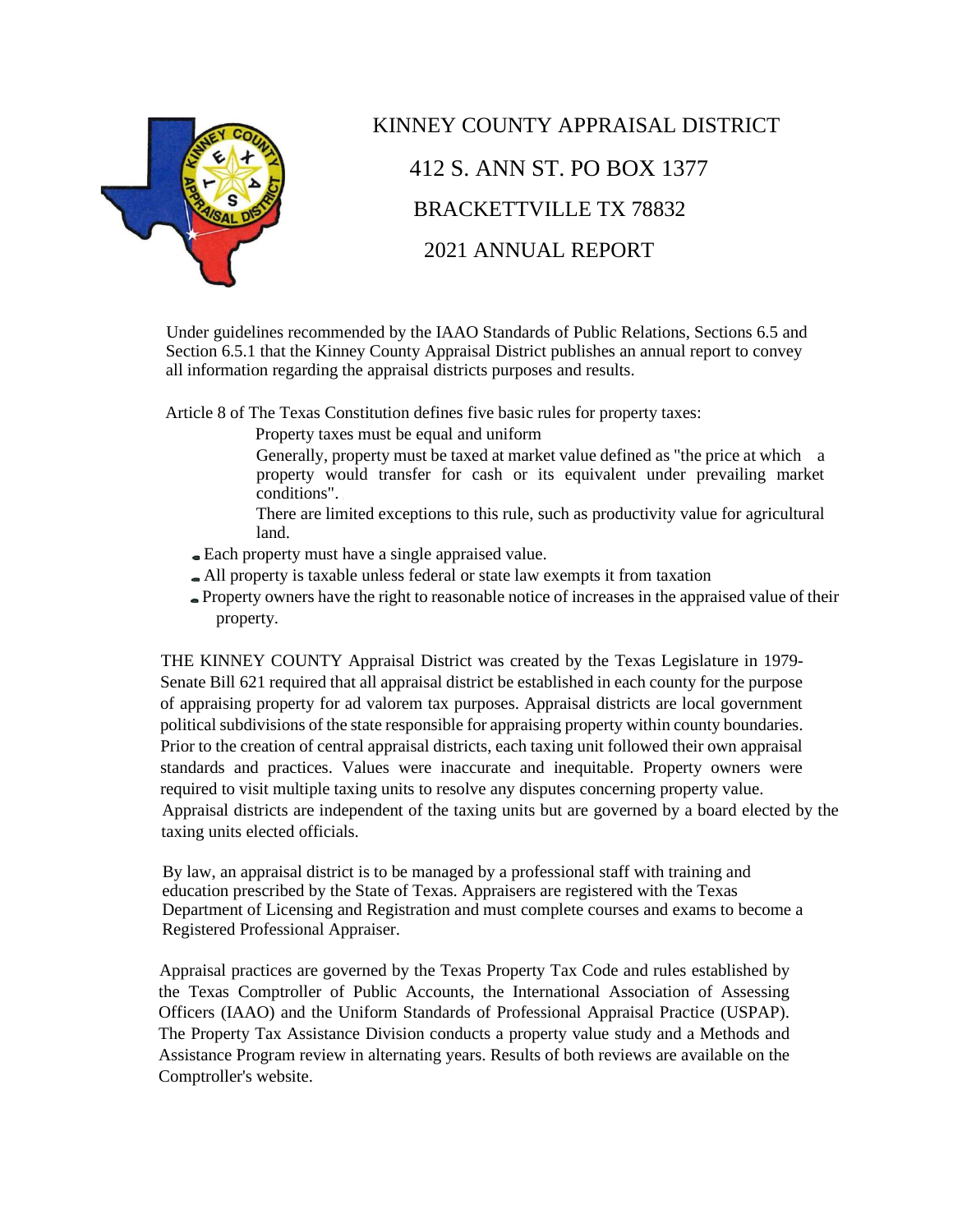# KINNEY COUNTY APPRAISAL DISTRICT

412 S. ANN ST. PO BOX 1377

BRACKETTVILLE TX 78832

2021 ANNUAL REPORT

Under guidelines recommended by the IAAO Standards of Public Relations, Sections 6.5 and Section 6.5.1 that the Kinney County Appraisal District publishes an annual report to convey all information regarding the appraisal districts purposes and results.

Article 8 of The Texas Constitution defines five basic rules for property taxes:

Property taxes must be equal and uniform

Generally, property must be taxed at market value defined as "the price at which a property would transfer for cash or its equivalent under prevailing market conditions".

There are limited exceptions to this rule, such as productivity value for agricultural land.

- Each property must have a single appraised value.
- All property is taxable unless federal or state law exempts it from taxation
- Property owners have the right to reasonable notice of increases in the appraised value of their property.

THE KINNEY COUNTY Appraisal District was created by the Texas Legislature in 1979-Senate Bill 621 required that all appraisal district be established in each county for the purpose of appraising property for ad valorem tax purposes. Appraisal districts are local government political subdivisions of the state responsible for appraising property within county boundaries. Prior to the creation of central appraisal districts, each taxing unit followed their own appraisal standards and practices. Values were inaccurate and inequitable. Property owners were required to visit multiple taxing units to resolve any disputes concerning property value. Appraisal districts are independent of the taxing units but are governed by a board elected by the taxing units elected officials.

By law, an appraisal district is to be managed by a professional staff with training and education prescribed by the State of Texas. Appraisers are registered with the Texas Department of Licensing and Registration and must complete courses and exams to become a Registered Professional Appraiser.

Appraisal practices are governed by the Texas Property Tax Code and rules established by the Texas Comptroller of Public Accounts, the International Association of Assessing Officers (IAAO) and the Uniform Standards of Professional Appraisal Practice (USPAP). The Property Tax Assistance Division conducts a property value study and a Methods and Assistance Program review in alternating years. Results of both reviews are available on the Comptroller's website.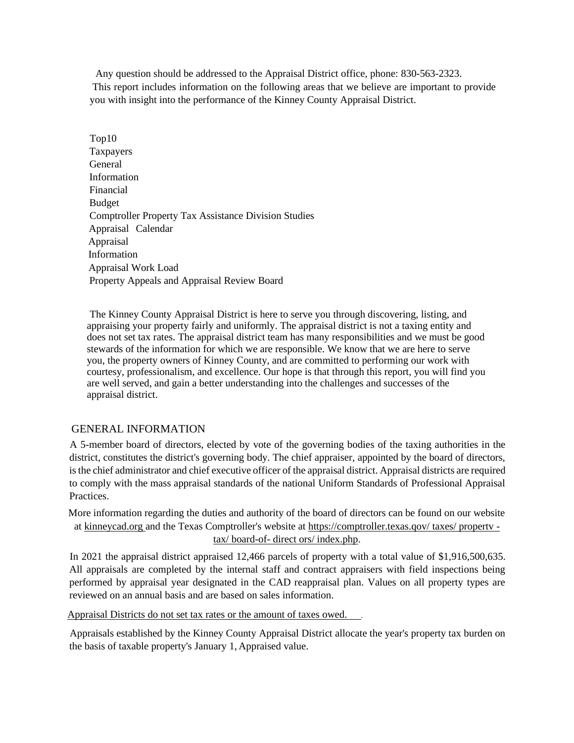Any question should be addressed to the Appraisal District office, phone: 830-563-2323.

This report includes information on the following areas that we believe are important to provide you with insight into the performance of the Kinney County Appraisal District.

Top10
Taxpayers
General
Information
Financial
Budget
Comptroller Property Tax Assistance Division Studies
Appraisal Calendar
Appraisal
Information
Appraisal Work Load
Property Appeals and Appraisal Review Board

The Kinney County Appraisal District is here to serve you through discovering, listing, and appraising your property fairly and uniformly. The appraisal district is not a taxing entity and does not set tax rates. The appraisal district team has many responsibilities and we must be good stewards of the information for which we are responsible. We know that we are here to serve you, the property owners of Kinney County, and are committed to performing our work with courtesy, professionalism, and excellence. Our hope is that through this report, you will find you are well served, and gain a better understanding into the challenges and successes of the appraisal district.

## GENERAL INFORMATION

A 5-member board of directors, elected by vote of the governing bodies of the taxing authorities in the district, constitutes the district's governing body. The chief appraiser, appointed by the board of directors, is the chief administrator and chief executive officer of the appraisal district. Appraisal districts are required to comply with the mass appraisal standards of the national Uniform Standards of Professional Appraisal Practices.

More information regarding the duties and authority of the board of directors can be found on our website at kinneycad.org and the Texas Comptroller's website at https://comptroller.texas.qov/ taxes/ propertv -tax/ board-of- direct ors/ index.php.

In 2021 the appraisal district appraised 12,466 parcels of property with a total value of $1,916,500,635. All appraisals are completed by the internal staff and contract appraisers with field inspections being performed by appraisal year designated in the CAD reappraisal plan. Values on all property types are reviewed on an annual basis and are based on sales information.

Appraisal Districts do not set tax rates or the amount of taxes owed.

Appraisals established by the Kinney County Appraisal District allocate the year's property tax burden on the basis of taxable property's January 1, Appraised value.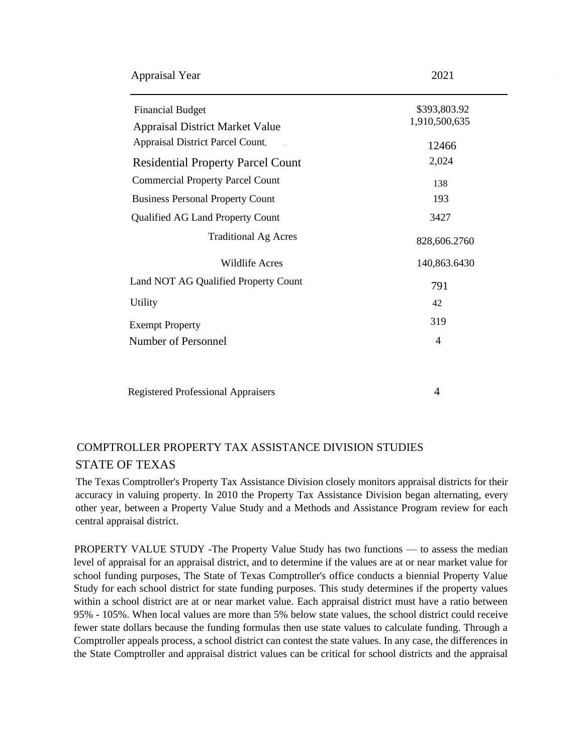| Appraisal Year | 2021 |
|---|---|
| Financial Budget | $393,803.92 |
| Appraisal District Market Value | 1,910,500,635 |
| Appraisal District Parcel Count | 12466 |
| Residential Property Parcel Count | 2,024 |
| Commercial Property Parcel Count | 138 |
| Business Personal Property Count | 193 |
| Qualified AG Land Property Count | 3427 |
| Traditional Ag Acres | 828,606.2760 |
| Wildlife Acres | 140,863.6430 |
| Land NOT AG Qualified Property Count | 791 |
| Utility | 42 |
| Exempt Property | 319 |
| Number of Personnel | 4 |
| Registered Professional Appraisers | 4 |

## COMPTROLLER PROPERTY TAX ASSISTANCE DIVISION STUDIES

## STATE OF TEXAS

The Texas Comptroller's Property Tax Assistance Division closely monitors appraisal districts for their accuracy in valuing property. In 2010 the Property Tax Assistance Division began alternating, every other year, between a Property Value Study and a Methods and Assistance Program review for each central appraisal district.

PROPERTY VALUE STUDY -The Property Value Study has two functions — to assess the median level of appraisal for an appraisal district, and to determine if the values are at or near market value for school funding purposes, The State of Texas Comptroller's office conducts a biennial Property Value Study for each school district for state funding purposes. This study determines if the property values within a school district are at or near market value. Each appraisal district must have a ratio between 95% - 105%. When local values are more than 5% below state values, the school district could receive fewer state dollars because the funding formulas then use state values to calculate funding. Through a Comptroller appeals process, a school district can contest the state values. In any case, the differences in the State Comptroller and appraisal district values can be critical for school districts and the appraisal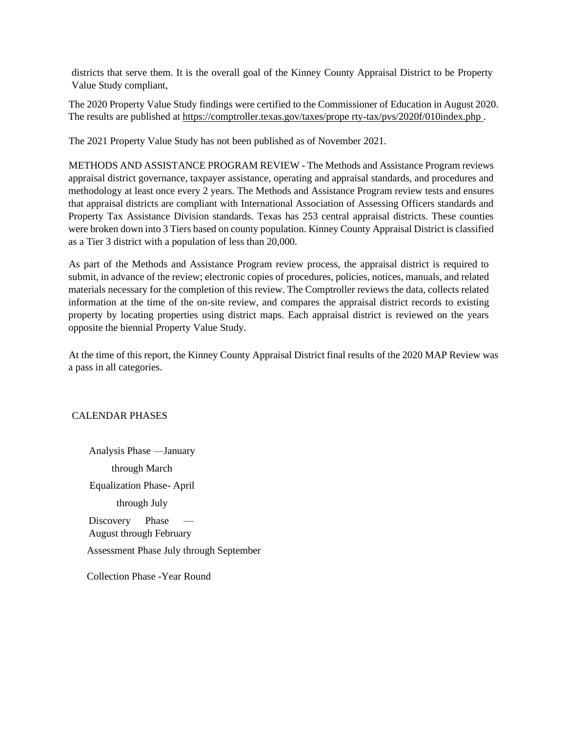districts that serve them. It is the overall goal of the Kinney County Appraisal District to be Property Value Study compliant,

The 2020 Property Value Study findings were certified to the Commissioner of Education in August 2020. The results are published at https://comptroller.texas.gov/taxes/prope rty-tax/pvs/2020f/010index.php .

The 2021 Property Value Study has not been published as of November 2021.

METHODS AND ASSISTANCE PROGRAM REVIEW - The Methods and Assistance Program reviews appraisal district governance, taxpayer assistance, operating and appraisal standards, and procedures and methodology at least once every 2 years. The Methods and Assistance Program review tests and ensures that appraisal districts are compliant with International Association of Assessing Officers standards and Property Tax Assistance Division standards. Texas has 253 central appraisal districts. These counties were broken down into 3 Tiers based on county population. Kinney County Appraisal District is classified as a Tier 3 district with a population of less than 20,000.

As part of the Methods and Assistance Program review process, the appraisal district is required to submit, in advance of the review; electronic copies of procedures, policies, notices, manuals, and related materials necessary for the completion of this review. The Comptroller reviews the data, collects related information at the time of the on-site review, and compares the appraisal district records to existing property by locating properties using district maps. Each appraisal district is reviewed on the years opposite the biennial Property Value Study.

At the time of this report, the Kinney County Appraisal District final results of the 2020 MAP Review was a pass in all categories.

CALENDAR PHASES

Analysis Phase —January through March

Equalization Phase- April through July

Discovery Phase — August through February

Assessment Phase July through September

Collection Phase -Year Round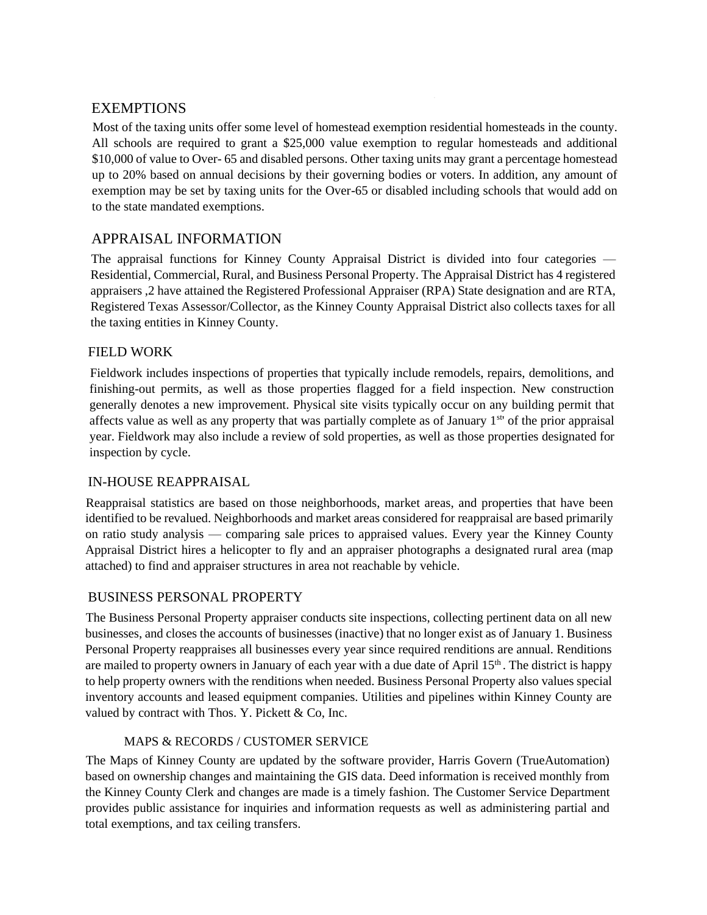## EXEMPTIONS

Most of the taxing units offer some level of homestead exemption residential homesteads in the county. All schools are required to grant a $25,000 value exemption to regular homesteads and additional $10,000 of value to Over- 65 and disabled persons. Other taxing units may grant a percentage homestead up to 20% based on annual decisions by their governing bodies or voters. In addition, any amount of exemption may be set by taxing units for the Over-65 or disabled including schools that would add on to the state mandated exemptions.

## APPRAISAL INFORMATION

The appraisal functions for Kinney County Appraisal District is divided into four categories — Residential, Commercial, Rural, and Business Personal Property. The Appraisal District has 4 registered appraisers ,2 have attained the Registered Professional Appraiser (RPA) State designation and are RTA, Registered Texas Assessor/Collector, as the Kinney County Appraisal District also collects taxes for all the taxing entities in Kinney County.

### FIELD WORK

Fieldwork includes inspections of properties that typically include remodels, repairs, demolitions, and finishing-out permits, as well as those properties flagged for a field inspection. New construction generally denotes a new improvement. Physical site visits typically occur on any building permit that affects value as well as any property that was partially complete as of January 1st of the prior appraisal year. Fieldwork may also include a review of sold properties, as well as those properties designated for inspection by cycle.

### IN-HOUSE REAPPRAISAL

Reappraisal statistics are based on those neighborhoods, market areas, and properties that have been identified to be revalued. Neighborhoods and market areas considered for reappraisal are based primarily on ratio study analysis — comparing sale prices to appraised values. Every year the Kinney County Appraisal District hires a helicopter to fly and an appraiser photographs a designated rural area (map attached) to find and appraiser structures in area not reachable by vehicle.

### BUSINESS PERSONAL PROPERTY

The Business Personal Property appraiser conducts site inspections, collecting pertinent data on all new businesses, and closes the accounts of businesses (inactive) that no longer exist as of January 1. Business Personal Property reappraises all businesses every year since required renditions are annual. Renditions are mailed to property owners in January of each year with a due date of April 15th. The district is happy to help property owners with the renditions when needed. Business Personal Property also values special inventory accounts and leased equipment companies. Utilities and pipelines within Kinney County are valued by contract with Thos. Y. Pickett & Co, Inc.

### MAPS & RECORDS / CUSTOMER SERVICE

The Maps of Kinney County are updated by the software provider, Harris Govern (TrueAutomation) based on ownership changes and maintaining the GIS data. Deed information is received monthly from the Kinney County Clerk and changes are made is a timely fashion. The Customer Service Department provides public assistance for inquiries and information requests as well as administering partial and total exemptions, and tax ceiling transfers.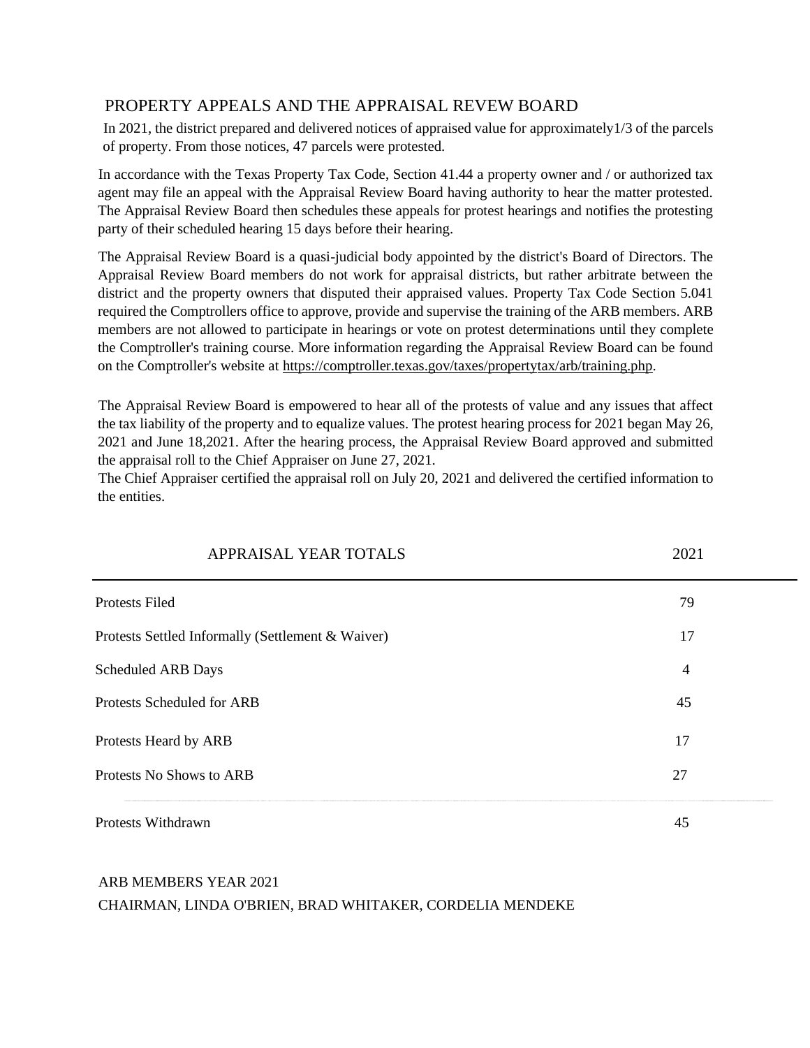## PROPERTY APPEALS AND THE APPRAISAL REVEW BOARD

In 2021, the district prepared and delivered notices of appraised value for approximately1/3 of the parcels of property. From those notices, 47 parcels were protested.

In accordance with the Texas Property Tax Code, Section 41.44 a property owner and / or authorized tax agent may file an appeal with the Appraisal Review Board having authority to hear the matter protested. The Appraisal Review Board then schedules these appeals for protest hearings and notifies the protesting party of their scheduled hearing 15 days before their hearing.

The Appraisal Review Board is a quasi-judicial body appointed by the district's Board of Directors. The Appraisal Review Board members do not work for appraisal districts, but rather arbitrate between the district and the property owners that disputed their appraised values. Property Tax Code Section 5.041 required the Comptrollers office to approve, provide and supervise the training of the ARB members. ARB members are not allowed to participate in hearings or vote on protest determinations until they complete the Comptroller's training course. More information regarding the Appraisal Review Board can be found on the Comptroller's website at https://comptroller.texas.gov/taxes/propertytax/arb/training.php.

The Appraisal Review Board is empowered to hear all of the protests of value and any issues that affect the tax liability of the property and to equalize values. The protest hearing process for 2021 began May 26, 2021 and June 18,2021. After the hearing process, the Appraisal Review Board approved and submitted the appraisal roll to the Chief Appraiser on June 27, 2021.

The Chief Appraiser certified the appraisal roll on July 20, 2021 and delivered the certified information to the entities.

| APPRAISAL YEAR TOTALS | 2021 |
|---|---|
| Protests Filed | 79 |
| Protests Settled Informally (Settlement & Waiver) | 17 |
| Scheduled ARB Days | 4 |
| Protests Scheduled for ARB | 45 |
| Protests Heard by ARB | 17 |
| Protests No Shows to ARB | 27 |
| Protests Withdrawn | 45 |

ARB MEMBERS YEAR 2021

CHAIRMAN, LINDA O'BRIEN, BRAD WHITAKER, CORDELIA MENDEKE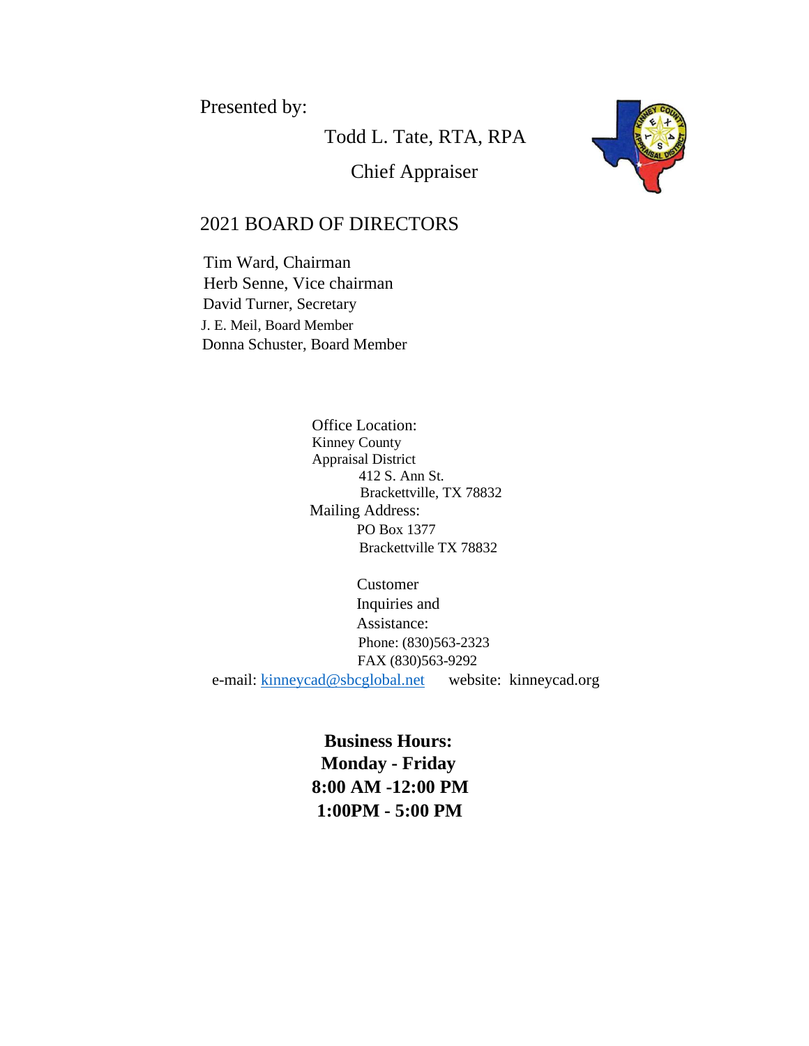Presented by:

Todd L. Tate, RTA, RPA

Chief Appraiser

## 2021 BOARD OF DIRECTORS

Tim Ward, Chairman
Herb Senne, Vice chairman
David Turner, Secretary
J. E. Meil, Board Member
Donna Schuster, Board Member

Office Location:
Kinney County
Appraisal District
412 S. Ann St.
Brackettville, TX 78832

Mailing Address:
PO Box 1377
Brackettville TX 78832

Customer
Inquiries and
Assistance:
Phone: (830)563-2323
FAX (830)563-9292

e-mail: kinneycad@sbcglobal.net website: kinneycad.org

**Business Hours:**
**Monday - Friday**
**8:00 AM -12:00 PM**
**1:00PM - 5:00 PM**